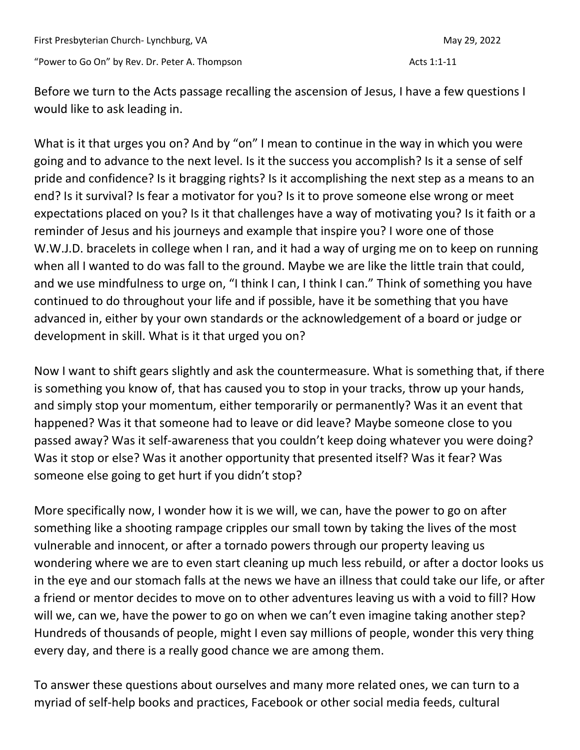First Presbyterian Church- Lynchburg, VA May 29, 2022

"Power to Go On" by Rev. Dr. Peter A. Thompson Acts 1:1-11

Before we turn to the Acts passage recalling the ascension of Jesus, I have a few questions I would like to ask leading in.

What is it that urges you on? And by "on" I mean to continue in the way in which you were going and to advance to the next level. Is it the success you accomplish? Is it a sense of self pride and confidence? Is it bragging rights? Is it accomplishing the next step as a means to an end? Is it survival? Is fear a motivator for you? Is it to prove someone else wrong or meet expectations placed on you? Is it that challenges have a way of motivating you? Is it faith or a reminder of Jesus and his journeys and example that inspire you? I wore one of those W.W.J.D. bracelets in college when I ran, and it had a way of urging me on to keep on running when all I wanted to do was fall to the ground. Maybe we are like the little train that could, and we use mindfulness to urge on, "I think I can, I think I can." Think of something you have continued to do throughout your life and if possible, have it be something that you have advanced in, either by your own standards or the acknowledgement of a board or judge or development in skill. What is it that urged you on?

Now I want to shift gears slightly and ask the countermeasure. What is something that, if there is something you know of, that has caused you to stop in your tracks, throw up your hands, and simply stop your momentum, either temporarily or permanently? Was it an event that happened? Was it that someone had to leave or did leave? Maybe someone close to you passed away? Was it self-awareness that you couldn't keep doing whatever you were doing? Was it stop or else? Was it another opportunity that presented itself? Was it fear? Was someone else going to get hurt if you didn't stop?

More specifically now, I wonder how it is we will, we can, have the power to go on after something like a shooting rampage cripples our small town by taking the lives of the most vulnerable and innocent, or after a tornado powers through our property leaving us wondering where we are to even start cleaning up much less rebuild, or after a doctor looks us in the eye and our stomach falls at the news we have an illness that could take our life, or after a friend or mentor decides to move on to other adventures leaving us with a void to fill? How will we, can we, have the power to go on when we can't even imagine taking another step? Hundreds of thousands of people, might I even say millions of people, wonder this very thing every day, and there is a really good chance we are among them.

To answer these questions about ourselves and many more related ones, we can turn to a myriad of self-help books and practices, Facebook or other social media feeds, cultural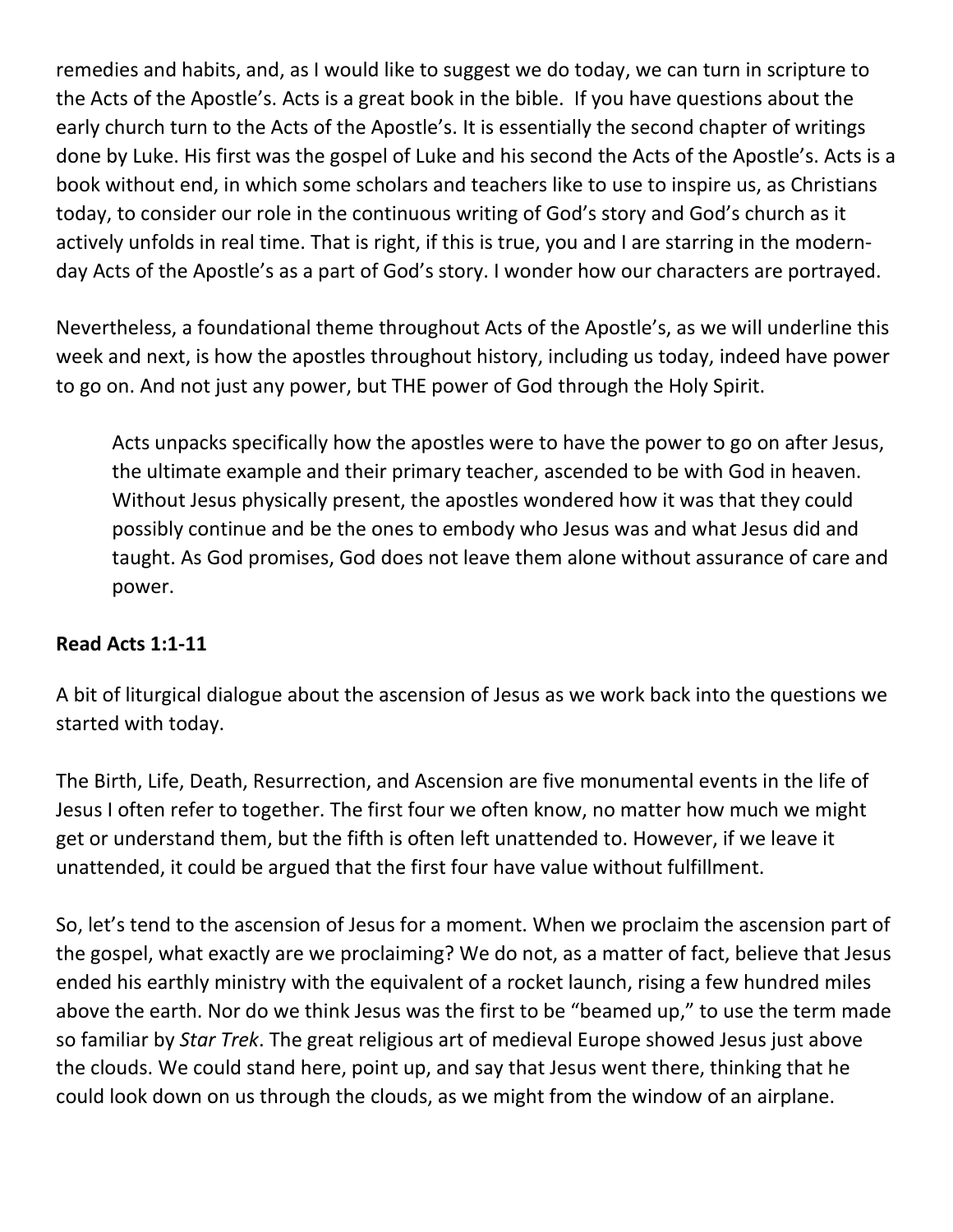remedies and habits, and, as I would like to suggest we do today, we can turn in scripture to the Acts of the Apostle's. Acts is a great book in the bible. If you have questions about the early church turn to the Acts of the Apostle's. It is essentially the second chapter of writings done by Luke. His first was the gospel of Luke and his second the Acts of the Apostle's. Acts is a book without end, in which some scholars and teachers like to use to inspire us, as Christians today, to consider our role in the continuous writing of God's story and God's church as it actively unfolds in real time. That is right, if this is true, you and I are starring in the modern-day Acts of the Apostle's as a part of God's story. I wonder how our characters are portrayed.

Nevertheless, a foundational theme throughout Acts of the Apostle's, as we will underline this week and next, is how the apostles throughout history, including us today, indeed have power to go on. And not just any power, but THE power of God through the Holy Spirit.

> Acts unpacks specifically how the apostles were to have the power to go on after Jesus, the ultimate example and their primary teacher, ascended to be with God in heaven. Without Jesus physically present, the apostles wondered how it was that they could possibly continue and be the ones to embody who Jesus was and what Jesus did and taught. As God promises, God does not leave them alone without assurance of care and power.

**Read Acts 1:1-11**

A bit of liturgical dialogue about the ascension of Jesus as we work back into the questions we started with today.

The Birth, Life, Death, Resurrection, and Ascension are five monumental events in the life of Jesus I often refer to together. The first four we often know, no matter how much we might get or understand them, but the fifth is often left unattended to. However, if we leave it unattended, it could be argued that the first four have value without fulfillment.

So, let's tend to the ascension of Jesus for a moment. When we proclaim the ascension part of the gospel, what exactly are we proclaiming? We do not, as a matter of fact, believe that Jesus ended his earthly ministry with the equivalent of a rocket launch, rising a few hundred miles above the earth. Nor do we think Jesus was the first to be "beamed up," to use the term made so familiar by *Star Trek*. The great religious art of medieval Europe showed Jesus just above the clouds. We could stand here, point up, and say that Jesus went there, thinking that he could look down on us through the clouds, as we might from the window of an airplane.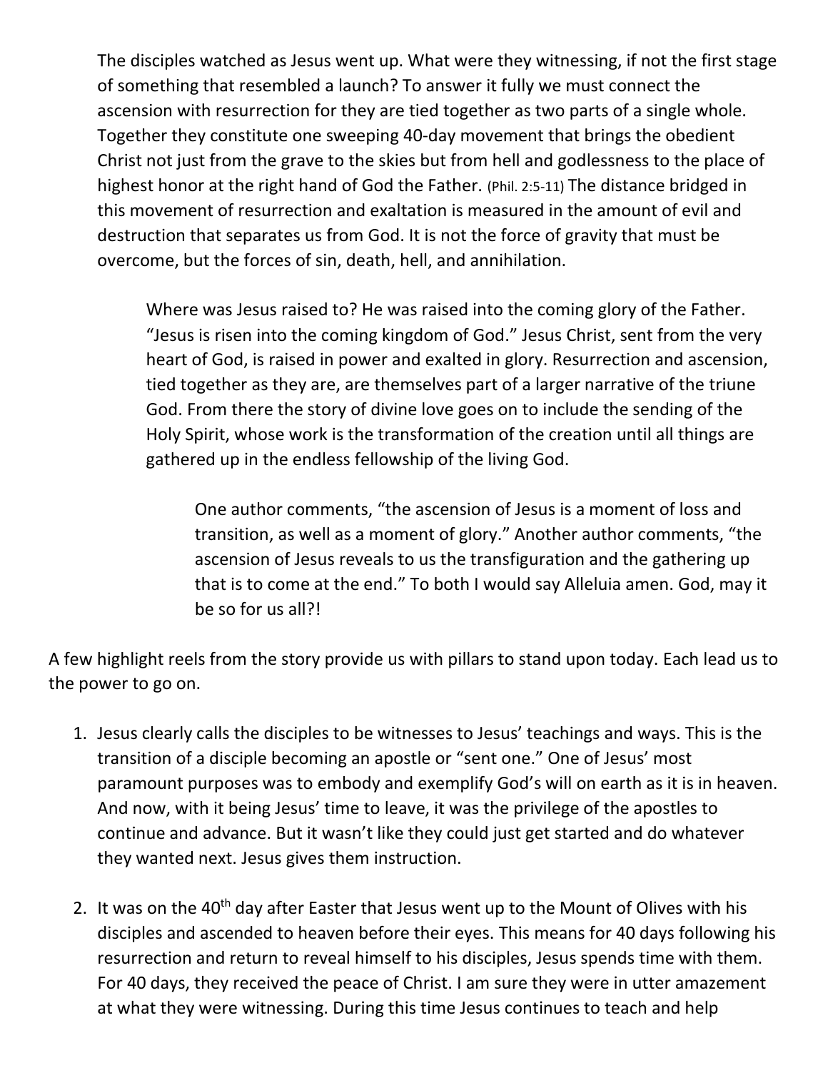The disciples watched as Jesus went up. What were they witnessing, if not the first stage of something that resembled a launch? To answer it fully we must connect the ascension with resurrection for they are tied together as two parts of a single whole. Together they constitute one sweeping 40-day movement that brings the obedient Christ not just from the grave to the skies but from hell and godlessness to the place of highest honor at the right hand of God the Father. (Phil. 2:5-11) The distance bridged in this movement of resurrection and exaltation is measured in the amount of evil and destruction that separates us from God. It is not the force of gravity that must be overcome, but the forces of sin, death, hell, and annihilation.

> Where was Jesus raised to? He was raised into the coming glory of the Father. "Jesus is risen into the coming kingdom of God." Jesus Christ, sent from the very heart of God, is raised in power and exalted in glory. Resurrection and ascension, tied together as they are, are themselves part of a larger narrative of the triune God. From there the story of divine love goes on to include the sending of the Holy Spirit, whose work is the transformation of the creation until all things are gathered up in the endless fellowship of the living God.
>
>> One author comments, "the ascension of Jesus is a moment of loss and transition, as well as a moment of glory." Another author comments, "the ascension of Jesus reveals to us the transfiguration and the gathering up that is to come at the end." To both I would say Alleluia amen. God, may it be so for us all?!

A few highlight reels from the story provide us with pillars to stand upon today. Each lead us to the power to go on.

1. Jesus clearly calls the disciples to be witnesses to Jesus' teachings and ways. This is the transition of a disciple becoming an apostle or "sent one." One of Jesus' most paramount purposes was to embody and exemplify God's will on earth as it is in heaven. And now, with it being Jesus' time to leave, it was the privilege of the apostles to continue and advance. But it wasn't like they could just get started and do whatever they wanted next. Jesus gives them instruction.

2. It was on the 40th day after Easter that Jesus went up to the Mount of Olives with his disciples and ascended to heaven before their eyes. This means for 40 days following his resurrection and return to reveal himself to his disciples, Jesus spends time with them. For 40 days, they received the peace of Christ. I am sure they were in utter amazement at what they were witnessing. During this time Jesus continues to teach and help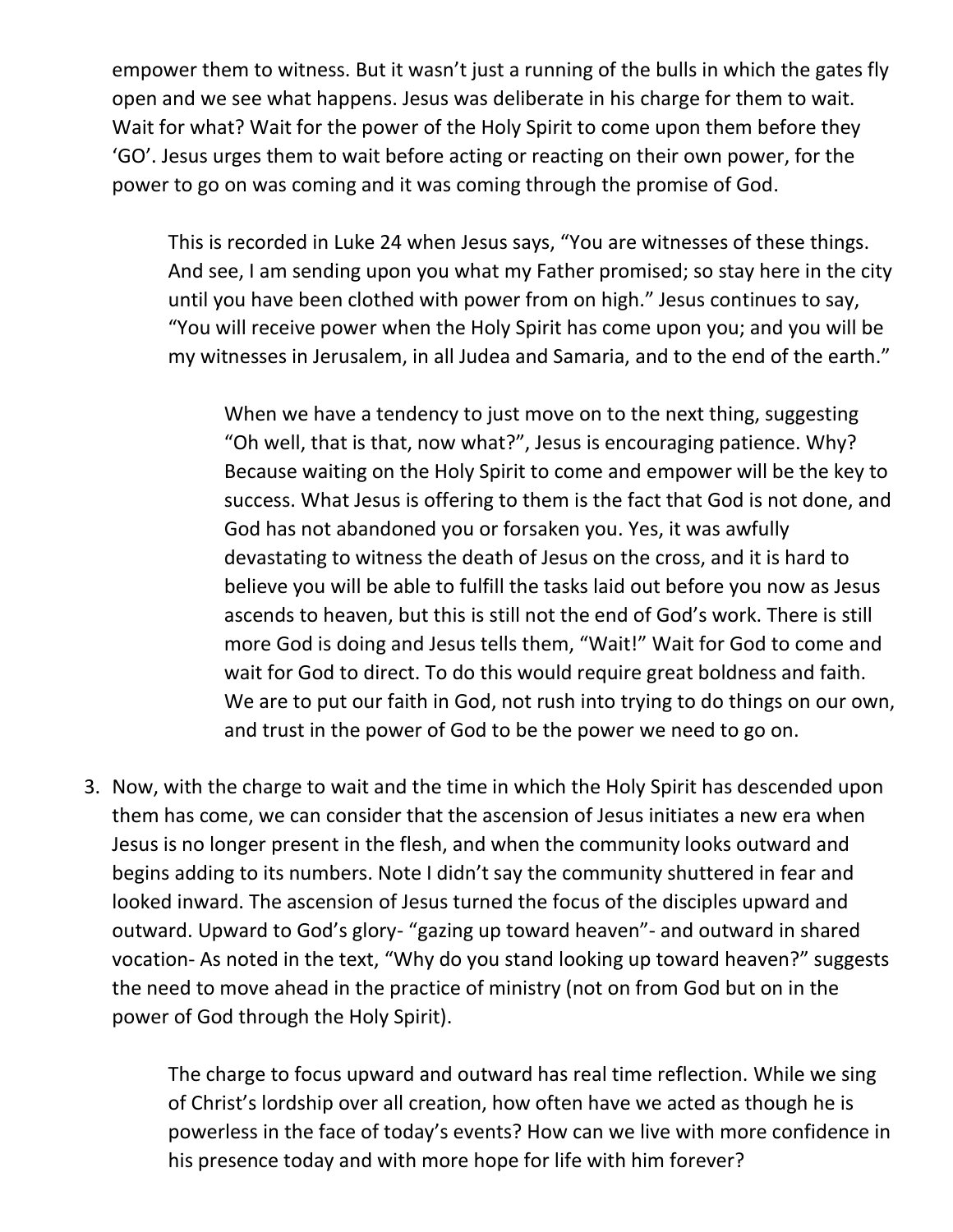empower them to witness. But it wasn't just a running of the bulls in which the gates fly open and we see what happens. Jesus was deliberate in his charge for them to wait. Wait for what? Wait for the power of the Holy Spirit to come upon them before they 'GO'. Jesus urges them to wait before acting or reacting on their own power, for the power to go on was coming and it was coming through the promise of God.

> This is recorded in Luke 24 when Jesus says, "You are witnesses of these things. And see, I am sending upon you what my Father promised; so stay here in the city until you have been clothed with power from on high." Jesus continues to say, "You will receive power when the Holy Spirit has come upon you; and you will be my witnesses in Jerusalem, in all Judea and Samaria, and to the end of the earth."
>
> > When we have a tendency to just move on to the next thing, suggesting "Oh well, that is that, now what?", Jesus is encouraging patience. Why? Because waiting on the Holy Spirit to come and empower will be the key to success. What Jesus is offering to them is the fact that God is not done, and God has not abandoned you or forsaken you. Yes, it was awfully devastating to witness the death of Jesus on the cross, and it is hard to believe you will be able to fulfill the tasks laid out before you now as Jesus ascends to heaven, but this is still not the end of God's work. There is still more God is doing and Jesus tells them, "Wait!" Wait for God to come and wait for God to direct. To do this would require great boldness and faith. We are to put our faith in God, not rush into trying to do things on our own, and trust in the power of God to be the power we need to go on.

3. Now, with the charge to wait and the time in which the Holy Spirit has descended upon them has come, we can consider that the ascension of Jesus initiates a new era when Jesus is no longer present in the flesh, and when the community looks outward and begins adding to its numbers. Note I didn't say the community shuttered in fear and looked inward. The ascension of Jesus turned the focus of the disciples upward and outward. Upward to God's glory- "gazing up toward heaven"- and outward in shared vocation- As noted in the text, "Why do you stand looking up toward heaven?" suggests the need to move ahead in the practice of ministry (not on from God but on in the power of God through the Holy Spirit).

   > The charge to focus upward and outward has real time reflection. While we sing of Christ's lordship over all creation, how often have we acted as though he is powerless in the face of today's events? How can we live with more confidence in his presence today and with more hope for life with him forever?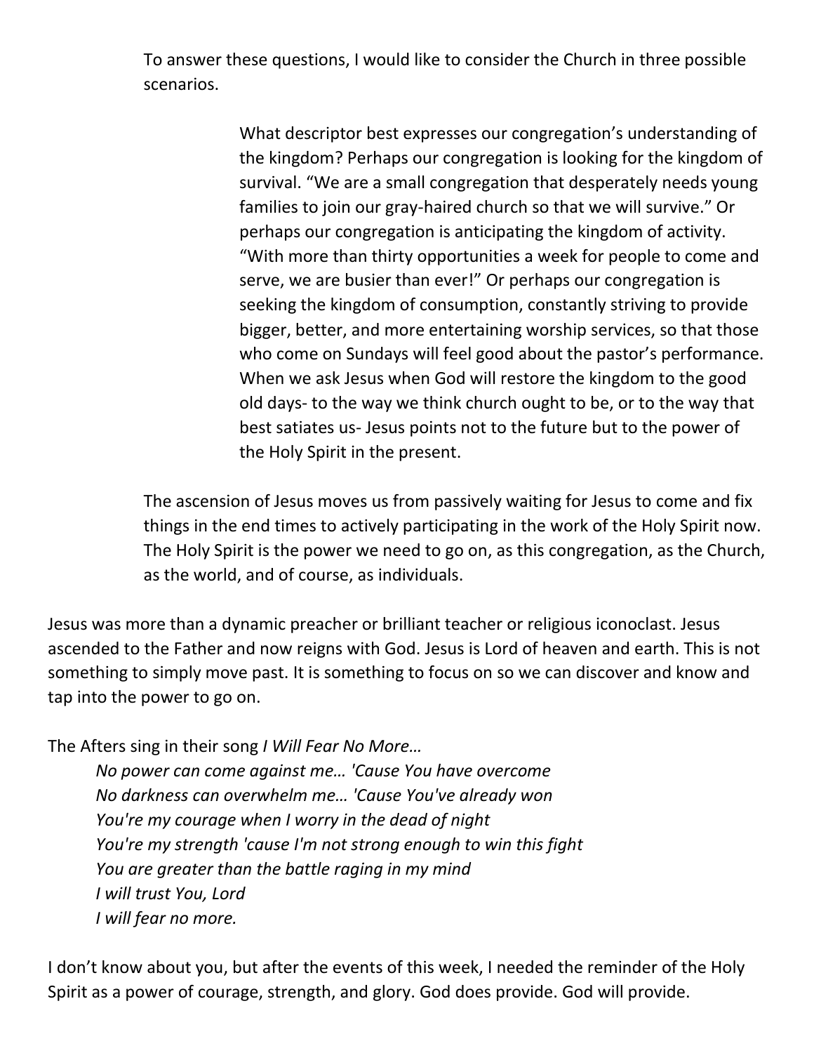To answer these questions, I would like to consider the Church in three possible scenarios.

> What descriptor best expresses our congregation's understanding of the kingdom? Perhaps our congregation is looking for the kingdom of survival. "We are a small congregation that desperately needs young families to join our gray-haired church so that we will survive." Or perhaps our congregation is anticipating the kingdom of activity. "With more than thirty opportunities a week for people to come and serve, we are busier than ever!" Or perhaps our congregation is seeking the kingdom of consumption, constantly striving to provide bigger, better, and more entertaining worship services, so that those who come on Sundays will feel good about the pastor's performance. When we ask Jesus when God will restore the kingdom to the good old days- to the way we think church ought to be, or to the way that best satiates us- Jesus points not to the future but to the power of the Holy Spirit in the present.

The ascension of Jesus moves us from passively waiting for Jesus to come and fix things in the end times to actively participating in the work of the Holy Spirit now. The Holy Spirit is the power we need to go on, as this congregation, as the Church, as the world, and of course, as individuals.

Jesus was more than a dynamic preacher or brilliant teacher or religious iconoclast. Jesus ascended to the Father and now reigns with God. Jesus is Lord of heaven and earth. This is not something to simply move past. It is something to focus on so we can discover and know and tap into the power to go on.

The Afters sing in their song *I Will Fear No More…*

*No power can come against me… 'Cause You have overcome*
*No darkness can overwhelm me… 'Cause You've already won*
*You're my courage when I worry in the dead of night*
*You're my strength 'cause I'm not strong enough to win this fight*
*You are greater than the battle raging in my mind*
*I will trust You, Lord*
*I will fear no more.*

I don't know about you, but after the events of this week, I needed the reminder of the Holy Spirit as a power of courage, strength, and glory. God does provide. God will provide.